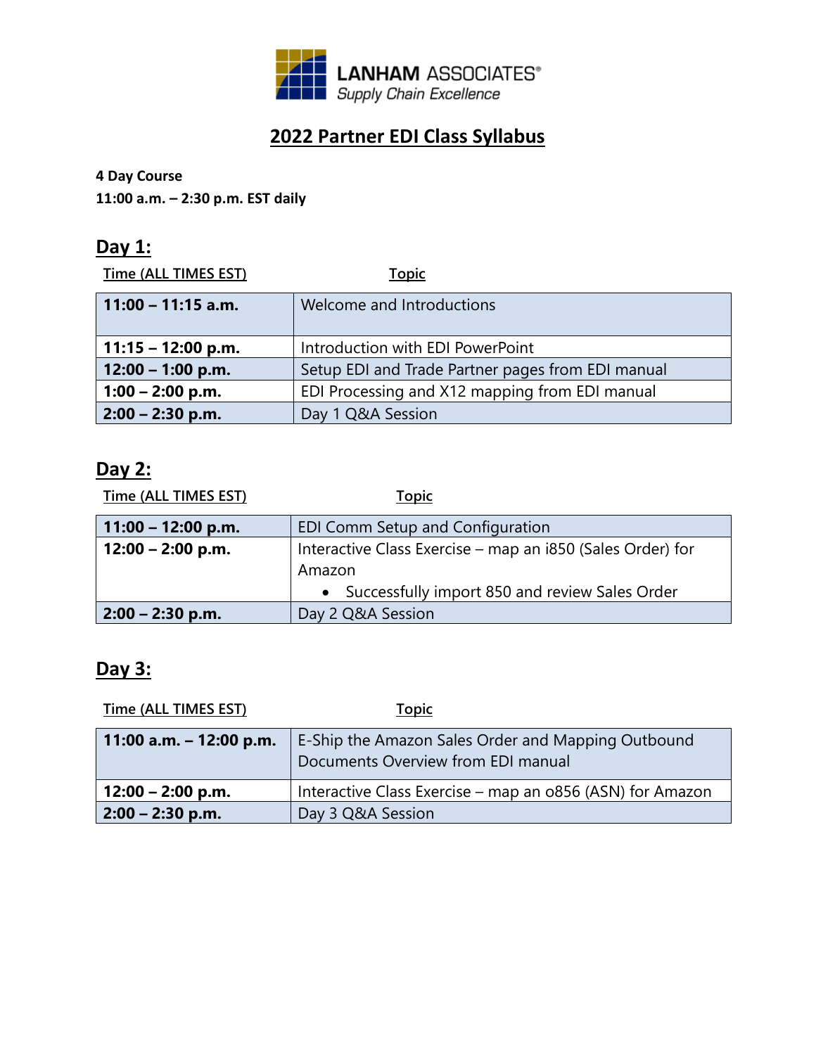**LANHAM ASSOCIATES®**
*Supply Chain Excellence*

# 2022 Partner EDI Class Syllabus

**4 Day Course**
**11:00 a.m. – 2:30 p.m. EST daily**

## Day 1:

| Time (ALL TIMES EST) | Topic |
|---|---|
| **11:00 – 11:15 a.m.** | Welcome and Introductions |
| **11:15 – 12:00 p.m.** | Introduction with EDI PowerPoint |
| **12:00 – 1:00 p.m.** | Setup EDI and Trade Partner pages from EDI manual |
| **1:00 – 2:00 p.m.** | EDI Processing and X12 mapping from EDI manual |
| **2:00 – 2:30 p.m.** | Day 1 Q&A Session |

## Day 2:

| Time (ALL TIMES EST) | Topic |
|---|---|
| **11:00 – 12:00 p.m.** | EDI Comm Setup and Configuration |
| **12:00 – 2:00 p.m.** | Interactive Class Exercise – map an i850 (Sales Order) for Amazon<br>• Successfully import 850 and review Sales Order |
| **2:00 – 2:30 p.m.** | Day 2 Q&A Session |

## Day 3:

| Time (ALL TIMES EST) | Topic |
|---|---|
| **11:00 a.m. – 12:00 p.m.** | E-Ship the Amazon Sales Order and Mapping Outbound Documents Overview from EDI manual |
| **12:00 – 2:00 p.m.** | Interactive Class Exercise – map an o856 (ASN) for Amazon |
| **2:00 – 2:30 p.m.** | Day 3 Q&A Session |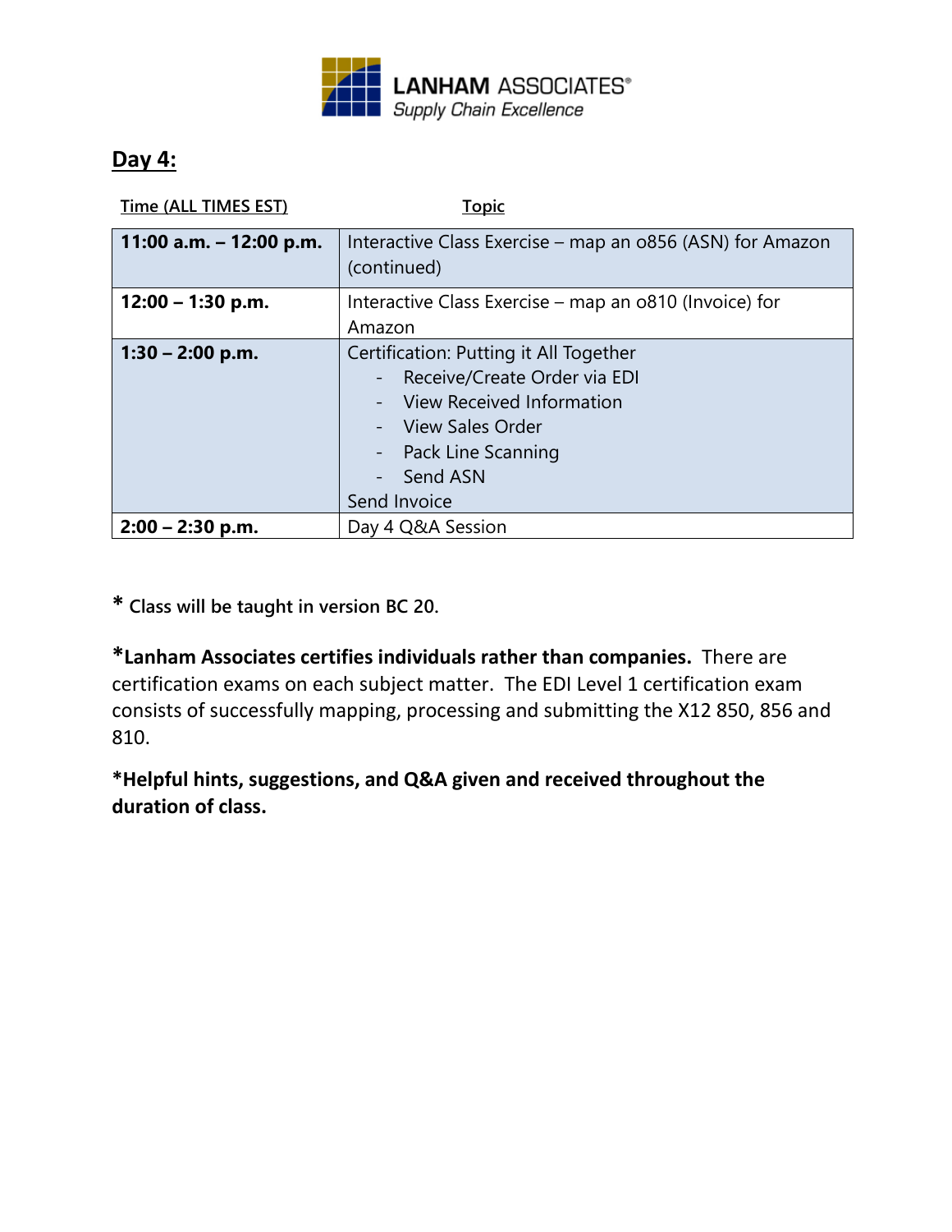LANHAM ASSOCIATES®
*Supply Chain Excellence*

## Day 4:

| Time (ALL TIMES EST) | Topic |
|---|---|
| **11:00 a.m. – 12:00 p.m.** | Interactive Class Exercise – map an o856 (ASN) for Amazon (continued) |
| **12:00 – 1:30 p.m.** | Interactive Class Exercise – map an o810 (Invoice) for Amazon |
| **1:30 – 2:00 p.m.** | Certification: Putting it All Together<br>- Receive/Create Order via EDI<br>- View Received Information<br>- View Sales Order<br>- Pack Line Scanning<br>- Send ASN<br>Send Invoice |
| **2:00 – 2:30 p.m.** | Day 4 Q&A Session |

**\* Class will be taught in version BC 20.**

**\*Lanham Associates certifies individuals rather than companies.** There are certification exams on each subject matter. The EDI Level 1 certification exam consists of successfully mapping, processing and submitting the X12 850, 856 and 810.

**\*Helpful hints, suggestions, and Q&A given and received throughout the duration of class.**